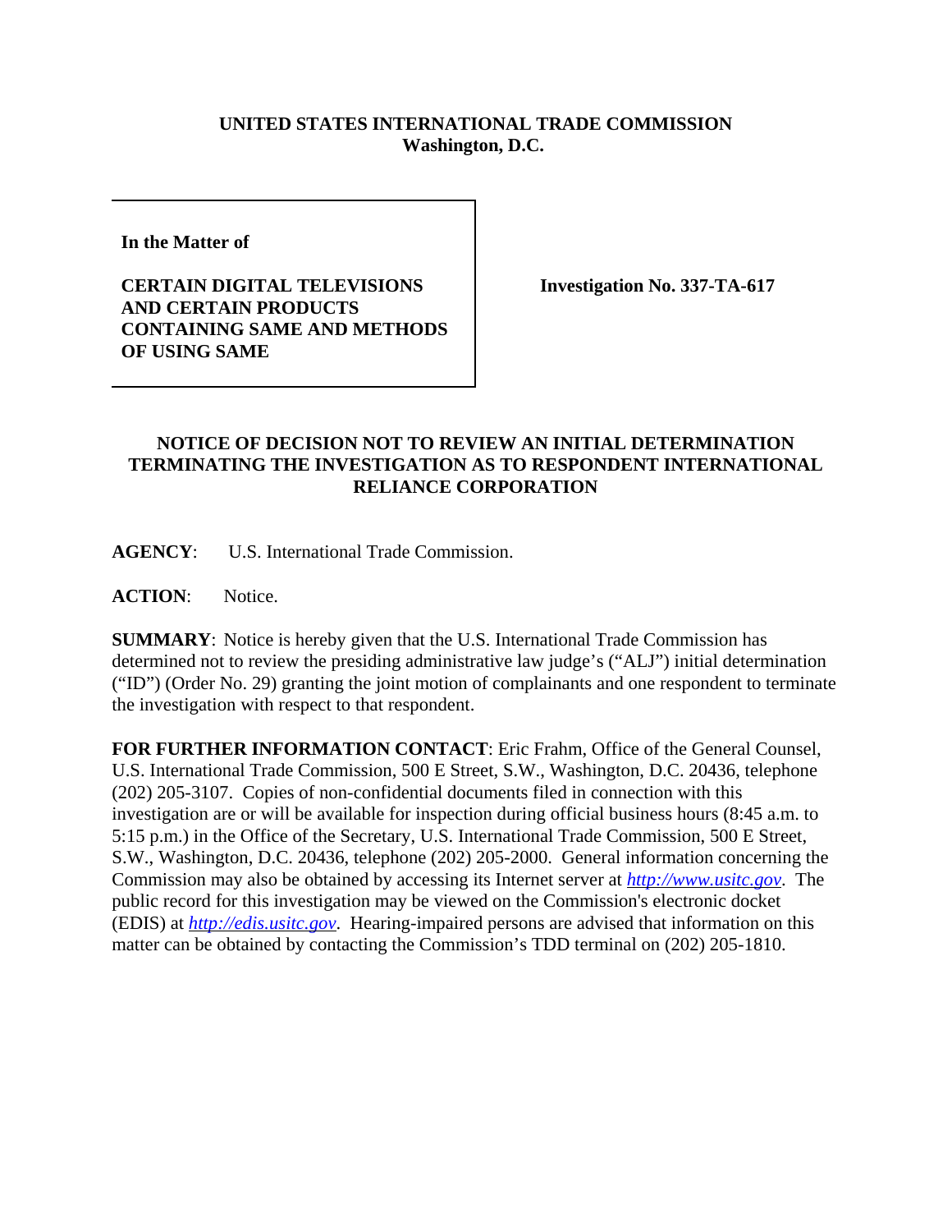**UNITED STATES INTERNATIONAL TRADE COMMISSION**
**Washington, D.C.**

| | |
|---|---|
| **In the Matter of**<br><br>**CERTAIN DIGITAL TELEVISIONS AND CERTAIN PRODUCTS CONTAINING SAME AND METHODS OF USING SAME** | **Investigation No. 337-TA-617** |

**NOTICE OF DECISION NOT TO REVIEW AN INITIAL DETERMINATION TERMINATING THE INVESTIGATION AS TO RESPONDENT INTERNATIONAL RELIANCE CORPORATION**

**AGENCY**: U.S. International Trade Commission.

**ACTION**: Notice.

**SUMMARY**: Notice is hereby given that the U.S. International Trade Commission has determined not to review the presiding administrative law judge's ("ALJ") initial determination ("ID") (Order No. 29) granting the joint motion of complainants and one respondent to terminate the investigation with respect to that respondent.

**FOR FURTHER INFORMATION CONTACT**: Eric Frahm, Office of the General Counsel, U.S. International Trade Commission, 500 E Street, S.W., Washington, D.C. 20436, telephone (202) 205-3107. Copies of non-confidential documents filed in connection with this investigation are or will be available for inspection during official business hours (8:45 a.m. to 5:15 p.m.) in the Office of the Secretary, U.S. International Trade Commission, 500 E Street, S.W., Washington, D.C. 20436, telephone (202) 205-2000. General information concerning the Commission may also be obtained by accessing its Internet server at *http://www.usitc.gov*. The public record for this investigation may be viewed on the Commission's electronic docket (EDIS) at *http://edis.usitc.gov*. Hearing-impaired persons are advised that information on this matter can be obtained by contacting the Commission's TDD terminal on (202) 205-1810.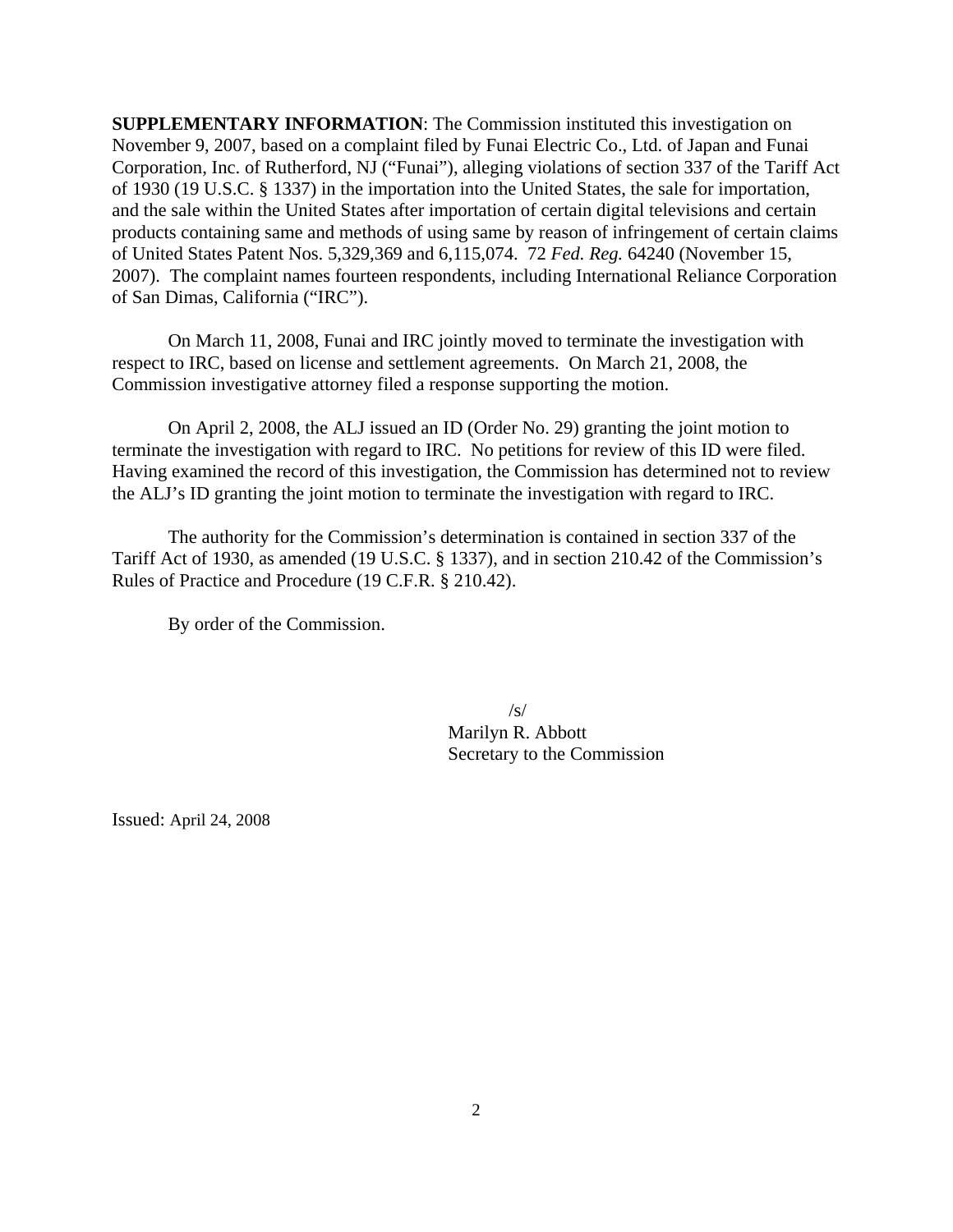**SUPPLEMENTARY INFORMATION**: The Commission instituted this investigation on November 9, 2007, based on a complaint filed by Funai Electric Co., Ltd. of Japan and Funai Corporation, Inc. of Rutherford, NJ ("Funai"), alleging violations of section 337 of the Tariff Act of 1930 (19 U.S.C. § 1337) in the importation into the United States, the sale for importation, and the sale within the United States after importation of certain digital televisions and certain products containing same and methods of using same by reason of infringement of certain claims of United States Patent Nos. 5,329,369 and 6,115,074. 72 *Fed. Reg.* 64240 (November 15, 2007). The complaint names fourteen respondents, including International Reliance Corporation of San Dimas, California ("IRC").

On March 11, 2008, Funai and IRC jointly moved to terminate the investigation with respect to IRC, based on license and settlement agreements. On March 21, 2008, the Commission investigative attorney filed a response supporting the motion.

On April 2, 2008, the ALJ issued an ID (Order No. 29) granting the joint motion to terminate the investigation with regard to IRC. No petitions for review of this ID were filed. Having examined the record of this investigation, the Commission has determined not to review the ALJ's ID granting the joint motion to terminate the investigation with regard to IRC.

The authority for the Commission's determination is contained in section 337 of the Tariff Act of 1930, as amended (19 U.S.C. § 1337), and in section 210.42 of the Commission's Rules of Practice and Procedure (19 C.F.R. § 210.42).

By order of the Commission.

/s/
Marilyn R. Abbott
Secretary to the Commission

Issued: April 24, 2008